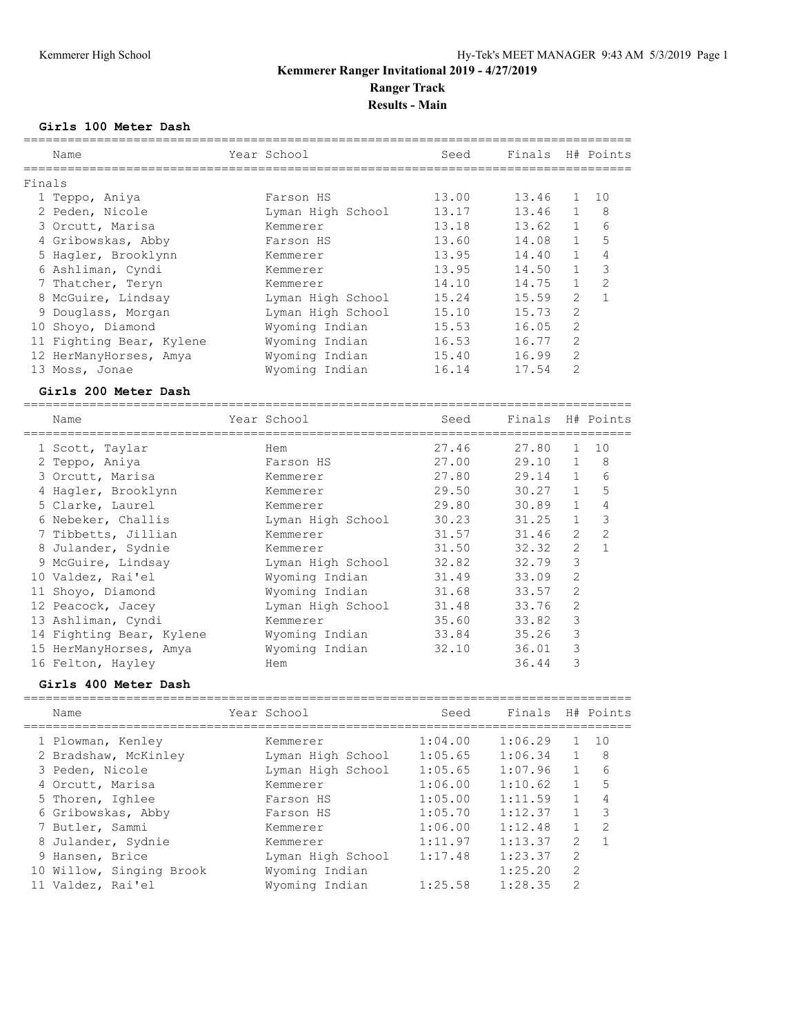# Kemmerer Ranger Invitational 2019 - 4/27/2019

## Ranger Track

## Results - Main

### Girls 100 Meter Dash

Finals

| | Name | Year School | Seed | Finals | H# | Points |
|---|---|---|---|---|---|---|
| 1 | Teppo, Aniya | Farson HS | 13.00 | 13.46 | 1 | 10 |
| 2 | Peden, Nicole | Lyman High School | 13.17 | 13.46 | 1 | 8 |
| 3 | Orcutt, Marisa | Kemmerer | 13.18 | 13.62 | 1 | 6 |
| 4 | Gribowskas, Abby | Farson HS | 13.60 | 14.08 | 1 | 5 |
| 5 | Hagler, Brooklynn | Kemmerer | 13.95 | 14.40 | 1 | 4 |
| 6 | Ashliman, Cyndi | Kemmerer | 13.95 | 14.50 | 1 | 3 |
| 7 | Thatcher, Teryn | Kemmerer | 14.10 | 14.75 | 1 | 2 |
| 8 | McGuire, Lindsay | Lyman High School | 15.24 | 15.59 | 2 | 1 |
| 9 | Douglass, Morgan | Lyman High School | 15.10 | 15.73 | 2 | |
| 10 | Shoyo, Diamond | Wyoming Indian | 15.53 | 16.05 | 2 | |
| 11 | Fighting Bear, Kylene | Wyoming Indian | 16.53 | 16.77 | 2 | |
| 12 | HerManyHorses, Amya | Wyoming Indian | 15.40 | 16.99 | 2 | |
| 13 | Moss, Jonae | Wyoming Indian | 16.14 | 17.54 | 2 | |

### Girls 200 Meter Dash

| | Name | Year School | Seed | Finals | H# | Points |
|---|---|---|---|---|---|---|
| 1 | Scott, Taylar | Hem | 27.46 | 27.80 | 1 | 10 |
| 2 | Teppo, Aniya | Farson HS | 27.00 | 29.10 | 1 | 8 |
| 3 | Orcutt, Marisa | Kemmerer | 27.80 | 29.14 | 1 | 6 |
| 4 | Hagler, Brooklynn | Kemmerer | 29.50 | 30.27 | 1 | 5 |
| 5 | Clarke, Laurel | Kemmerer | 29.80 | 30.89 | 1 | 4 |
| 6 | Nebeker, Challis | Lyman High School | 30.23 | 31.25 | 1 | 3 |
| 7 | Tibbetts, Jillian | Kemmerer | 31.57 | 31.46 | 2 | 2 |
| 8 | Julander, Sydnie | Kemmerer | 31.50 | 32.32 | 2 | 1 |
| 9 | McGuire, Lindsay | Lyman High School | 32.82 | 32.79 | 3 | |
| 10 | Valdez, Rai'el | Wyoming Indian | 31.49 | 33.09 | 2 | |
| 11 | Shoyo, Diamond | Wyoming Indian | 31.68 | 33.57 | 2 | |
| 12 | Peacock, Jacey | Lyman High School | 31.48 | 33.76 | 2 | |
| 13 | Ashliman, Cyndi | Kemmerer | 35.60 | 33.82 | 3 | |
| 14 | Fighting Bear, Kylene | Wyoming Indian | 33.84 | 35.26 | 3 | |
| 15 | HerManyHorses, Amya | Wyoming Indian | 32.10 | 36.01 | 3 | |
| 16 | Felton, Hayley | Hem | | 36.44 | 3 | |

### Girls 400 Meter Dash

| | Name | Year School | Seed | Finals | H# | Points |
|---|---|---|---|---|---|---|
| 1 | Plowman, Kenley | Kemmerer | 1:04.00 | 1:06.29 | 1 | 10 |
| 2 | Bradshaw, McKinley | Lyman High School | 1:05.65 | 1:06.34 | 1 | 8 |
| 3 | Peden, Nicole | Lyman High School | 1:05.65 | 1:07.96 | 1 | 6 |
| 4 | Orcutt, Marisa | Kemmerer | 1:06.00 | 1:10.62 | 1 | 5 |
| 5 | Thoren, Ighlee | Farson HS | 1:05.00 | 1:11.59 | 1 | 4 |
| 6 | Gribowskas, Abby | Farson HS | 1:05.70 | 1:12.37 | 1 | 3 |
| 7 | Butler, Sammi | Kemmerer | 1:06.00 | 1:12.48 | 1 | 2 |
| 8 | Julander, Sydnie | Kemmerer | 1:11.97 | 1:13.37 | 2 | 1 |
| 9 | Hansen, Brice | Lyman High School | 1:17.48 | 1:23.37 | 2 | |
| 10 | Willow, Singing Brook | Wyoming Indian | | 1:25.20 | 2 | |
| 11 | Valdez, Rai'el | Wyoming Indian | 1:25.58 | 1:28.35 | 2 | |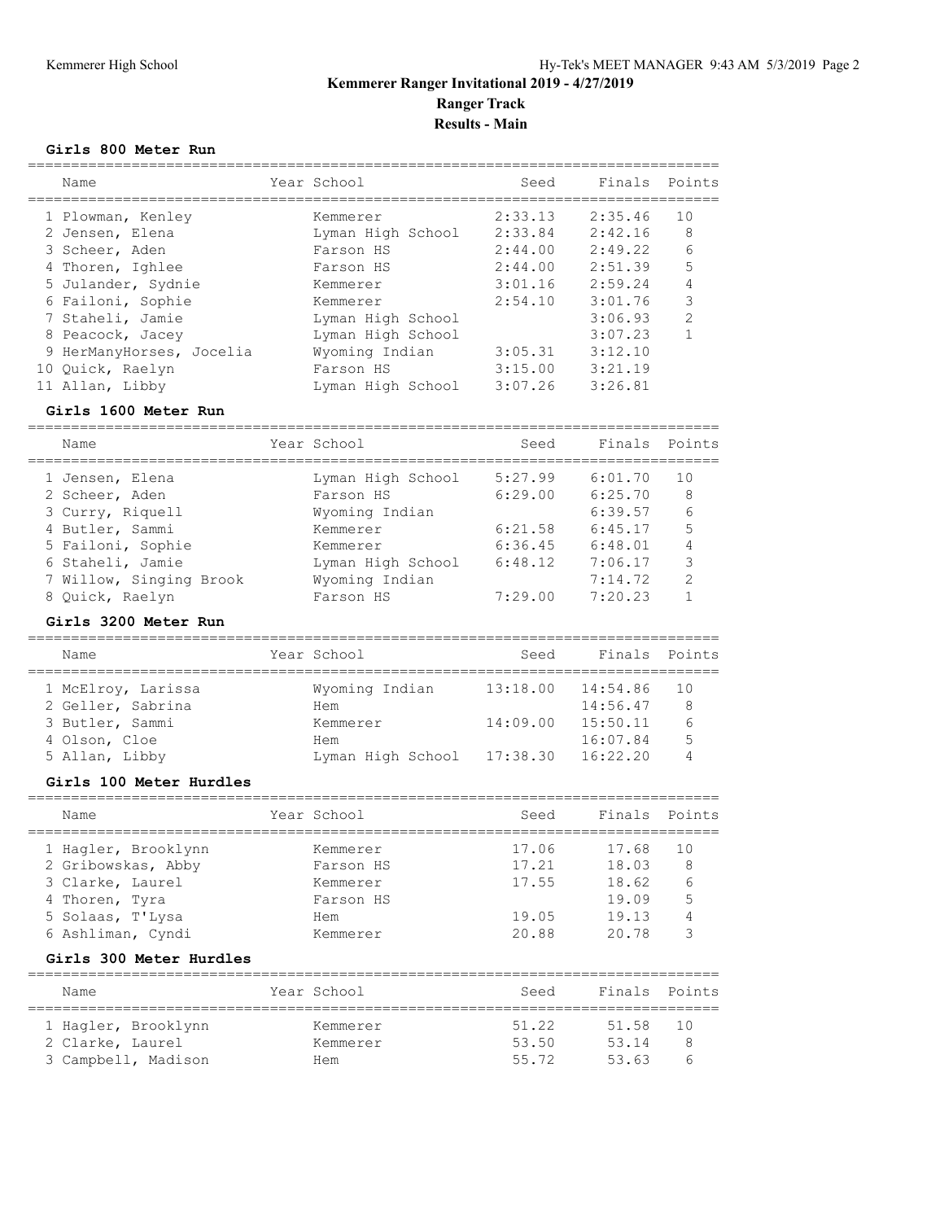# Kemmerer Ranger Invitational 2019 - 4/27/2019

## Ranger Track

## Results - Main

### Girls 800 Meter Run

| Name | Year | School | Seed | Finals | Points |
|---|---|---|---|---|---|
| 1 Plowman, Kenley | | Kemmerer | 2:33.13 | 2:35.46 | 10 |
| 2 Jensen, Elena | | Lyman High School | 2:33.84 | 2:42.16 | 8 |
| 3 Scheer, Aden | | Farson HS | 2:44.00 | 2:49.22 | 6 |
| 4 Thoren, Ighlee | | Farson HS | 2:44.00 | 2:51.39 | 5 |
| 5 Julander, Sydnie | | Kemmerer | 3:01.16 | 2:59.24 | 4 |
| 6 Failoni, Sophie | | Kemmerer | 2:54.10 | 3:01.76 | 3 |
| 7 Staheli, Jamie | | Lyman High School | | 3:06.93 | 2 |
| 8 Peacock, Jacey | | Lyman High School | | 3:07.23 | 1 |
| 9 HerManyHorses, Jocelia | | Wyoming Indian | 3:05.31 | 3:12.10 | |
| 10 Quick, Raelyn | | Farson HS | 3:15.00 | 3:21.19 | |
| 11 Allan, Libby | | Lyman High School | 3:07.26 | 3:26.81 | |

### Girls 1600 Meter Run

| Name | Year | School | Seed | Finals | Points |
|---|---|---|---|---|---|
| 1 Jensen, Elena | | Lyman High School | 5:27.99 | 6:01.70 | 10 |
| 2 Scheer, Aden | | Farson HS | 6:29.00 | 6:25.70 | 8 |
| 3 Curry, Riquell | | Wyoming Indian | | 6:39.57 | 6 |
| 4 Butler, Sammi | | Kemmerer | 6:21.58 | 6:45.17 | 5 |
| 5 Failoni, Sophie | | Kemmerer | 6:36.45 | 6:48.01 | 4 |
| 6 Staheli, Jamie | | Lyman High School | 6:48.12 | 7:06.17 | 3 |
| 7 Willow, Singing Brook | | Wyoming Indian | | 7:14.72 | 2 |
| 8 Quick, Raelyn | | Farson HS | 7:29.00 | 7:20.23 | 1 |

### Girls 3200 Meter Run

| Name | Year | School | Seed | Finals | Points |
|---|---|---|---|---|---|
| 1 McElroy, Larissa | | Wyoming Indian | 13:18.00 | 14:54.86 | 10 |
| 2 Geller, Sabrina | | Hem | | 14:56.47 | 8 |
| 3 Butler, Sammi | | Kemmerer | 14:09.00 | 15:50.11 | 6 |
| 4 Olson, Cloe | | Hem | | 16:07.84 | 5 |
| 5 Allan, Libby | | Lyman High School | 17:38.30 | 16:22.20 | 4 |

### Girls 100 Meter Hurdles

| Name | Year | School | Seed | Finals | Points |
|---|---|---|---|---|---|
| 1 Hagler, Brooklynn | | Kemmerer | 17.06 | 17.68 | 10 |
| 2 Gribowskas, Abby | | Farson HS | 17.21 | 18.03 | 8 |
| 3 Clarke, Laurel | | Kemmerer | 17.55 | 18.62 | 6 |
| 4 Thoren, Tyra | | Farson HS | | 19.09 | 5 |
| 5 Solaas, T'Lysa | | Hem | 19.05 | 19.13 | 4 |
| 6 Ashliman, Cyndi | | Kemmerer | 20.88 | 20.78 | 3 |

### Girls 300 Meter Hurdles

| Name | Year | School | Seed | Finals | Points |
|---|---|---|---|---|---|
| 1 Hagler, Brooklynn | | Kemmerer | 51.22 | 51.58 | 10 |
| 2 Clarke, Laurel | | Kemmerer | 53.50 | 53.14 | 8 |
| 3 Campbell, Madison | | Hem | 55.72 | 53.63 | 6 |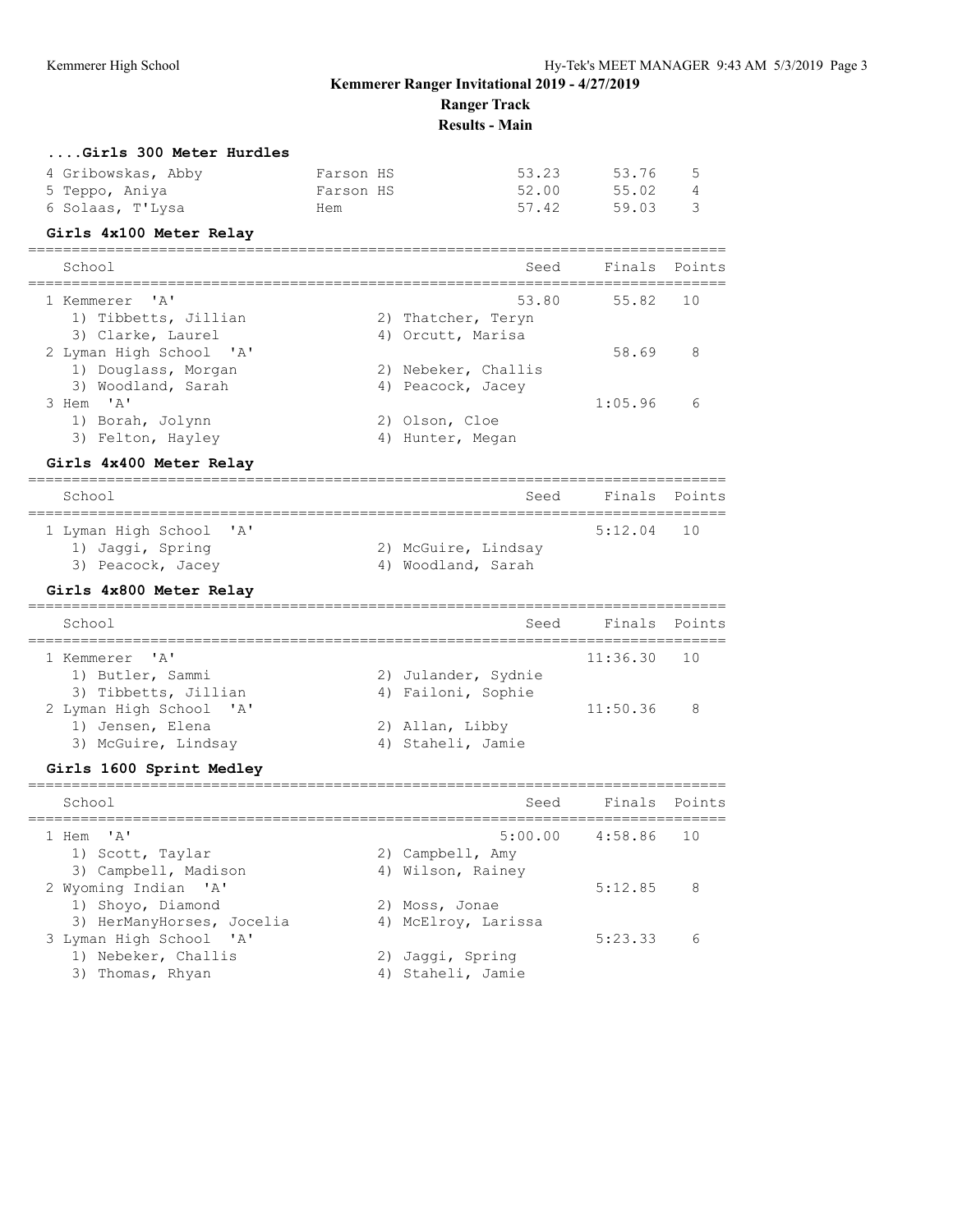## Kemmerer Ranger Invitational 2019 - 4/27/2019

### Ranger Track

### Results - Main

#### ....Girls 300 Meter Hurdles

| | Name | School | Seed | Finals | Points |
|---|---|---|---|---|---|
| 4 | Gribowskas, Abby | Farson HS | 53.23 | 53.76 | 5 |
| 5 | Teppo, Aniya | Farson HS | 52.00 | 55.02 | 4 |
| 6 | Solaas, T'Lysa | Hem | 57.42 | 59.03 | 3 |

#### Girls 4x100 Meter Relay

| | School | Seed | Finals | Points |
|---|---|---|---|---|
| 1 | Kemmerer 'A' | 53.80 | 55.82 | 10 |
| | 1) Tibbetts, Jillian; 2) Thatcher, Teryn; 3) Clarke, Laurel; 4) Orcutt, Marisa | | | |
| 2 | Lyman High School 'A' | | 58.69 | 8 |
| | 1) Douglass, Morgan; 2) Nebeker, Challis; 3) Woodland, Sarah; 4) Peacock, Jacey | | | |
| 3 | Hem 'A' | | 1:05.96 | 6 |
| | 1) Borah, Jolynn; 2) Olson, Cloe; 3) Felton, Hayley; 4) Hunter, Megan | | | |

#### Girls 4x400 Meter Relay

| | School | Seed | Finals | Points |
|---|---|---|---|---|
| 1 | Lyman High School 'A' | | 5:12.04 | 10 |
| | 1) Jaggi, Spring; 2) McGuire, Lindsay; 3) Peacock, Jacey; 4) Woodland, Sarah | | | |

#### Girls 4x800 Meter Relay

| | School | Seed | Finals | Points |
|---|---|---|---|---|
| 1 | Kemmerer 'A' | | 11:36.30 | 10 |
| | 1) Butler, Sammi; 2) Julander, Sydnie; 3) Tibbetts, Jillian; 4) Failoni, Sophie | | | |
| 2 | Lyman High School 'A' | | 11:50.36 | 8 |
| | 1) Jensen, Elena; 2) Allan, Libby; 3) McGuire, Lindsay; 4) Staheli, Jamie | | | |

#### Girls 1600 Sprint Medley

| | School | Seed | Finals | Points |
|---|---|---|---|---|
| 1 | Hem 'A' | 5:00.00 | 4:58.86 | 10 |
| | 1) Scott, Taylar; 2) Campbell, Amy; 3) Campbell, Madison; 4) Wilson, Rainey | | | |
| 2 | Wyoming Indian 'A' | | 5:12.85 | 8 |
| | 1) Shoyo, Diamond; 2) Moss, Jonae; 3) HerManyHorses, Jocelia; 4) McElroy, Larissa | | | |
| 3 | Lyman High School 'A' | | 5:23.33 | 6 |
| | 1) Nebeker, Challis; 2) Jaggi, Spring; 3) Thomas, Rhyan; 4) Staheli, Jamie | | | |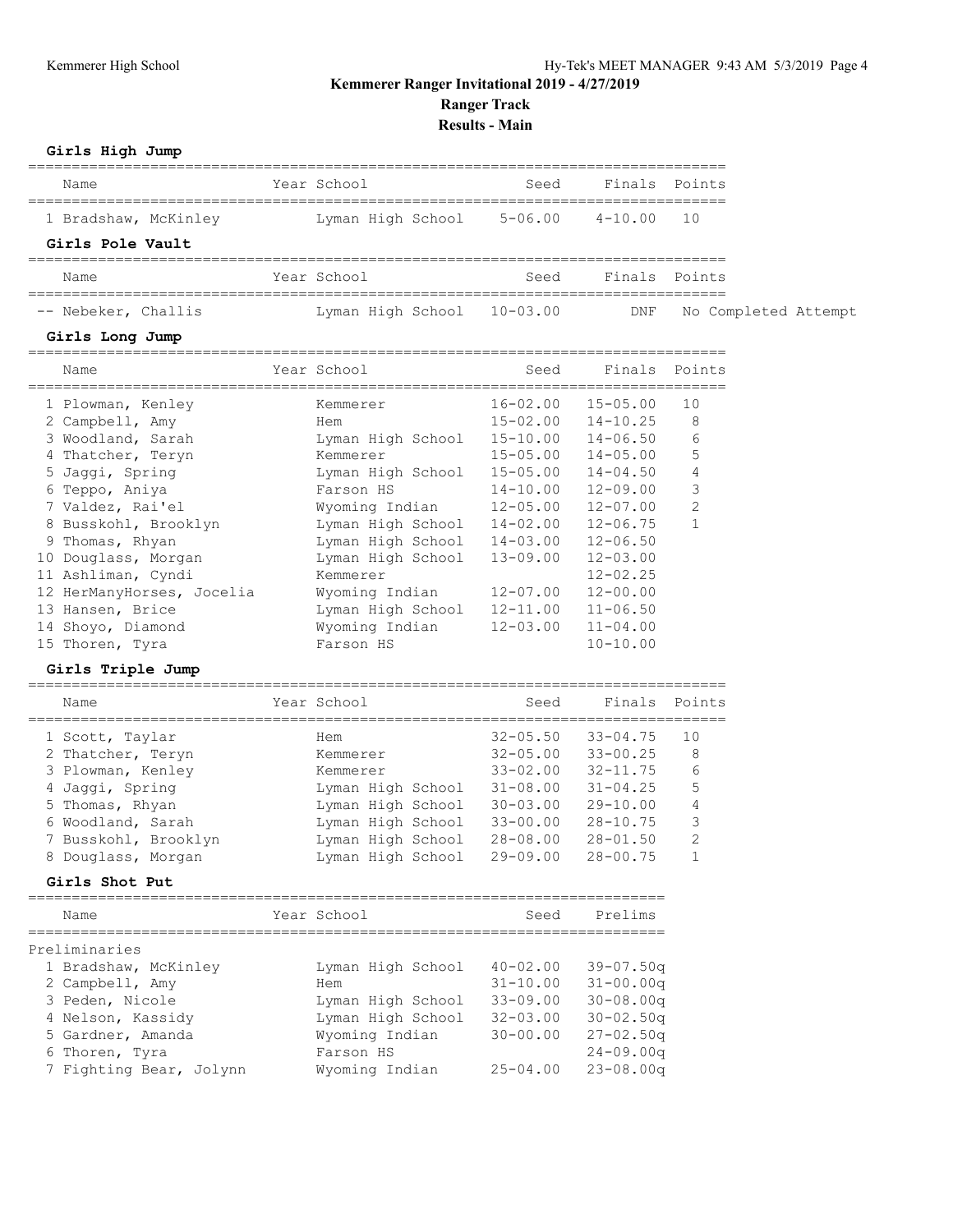# Kemmerer Ranger Invitational 2019 - 4/27/2019

## Ranger Track

## Results - Main

### Girls High Jump

| Name | Year | School | Seed | Finals | Points |
|---|---|---|---|---|---|
| 1 Bradshaw, McKinley | | Lyman High School | 5-06.00 | 4-10.00 | 10 |

### Girls Pole Vault

| Name | Year | School | Seed | Finals | Points |
|---|---|---|---|---|---|
| -- Nebeker, Challis | | Lyman High School | 10-03.00 | DNF | No Completed Attempt |

### Girls Long Jump

| Name | Year | School | Seed | Finals | Points |
|---|---|---|---|---|---|
| 1 Plowman, Kenley | | Kemmerer | 16-02.00 | 15-05.00 | 10 |
| 2 Campbell, Amy | | Hem | 15-02.00 | 14-10.25 | 8 |
| 3 Woodland, Sarah | | Lyman High School | 15-10.00 | 14-06.50 | 6 |
| 4 Thatcher, Teryn | | Kemmerer | 15-05.00 | 14-05.00 | 5 |
| 5 Jaggi, Spring | | Lyman High School | 15-05.00 | 14-04.50 | 4 |
| 6 Teppo, Aniya | | Farson HS | 14-10.00 | 12-09.00 | 3 |
| 7 Valdez, Rai'el | | Wyoming Indian | 12-05.00 | 12-07.00 | 2 |
| 8 Busskohl, Brooklyn | | Lyman High School | 14-02.00 | 12-06.75 | 1 |
| 9 Thomas, Rhyan | | Lyman High School | 14-03.00 | 12-06.50 | |
| 10 Douglass, Morgan | | Lyman High School | 13-09.00 | 12-03.00 | |
| 11 Ashliman, Cyndi | | Kemmerer | | 12-02.25 | |
| 12 HerManyHorses, Jocelia | | Wyoming Indian | 12-07.00 | 12-00.00 | |
| 13 Hansen, Brice | | Lyman High School | 12-11.00 | 11-06.50 | |
| 14 Shoyo, Diamond | | Wyoming Indian | 12-03.00 | 11-04.00 | |
| 15 Thoren, Tyra | | Farson HS | | 10-10.00 | |

### Girls Triple Jump

| Name | Year | School | Seed | Finals | Points |
|---|---|---|---|---|---|
| 1 Scott, Taylar | | Hem | 32-05.50 | 33-04.75 | 10 |
| 2 Thatcher, Teryn | | Kemmerer | 32-05.00 | 33-00.25 | 8 |
| 3 Plowman, Kenley | | Kemmerer | 33-02.00 | 32-11.75 | 6 |
| 4 Jaggi, Spring | | Lyman High School | 31-08.00 | 31-04.25 | 5 |
| 5 Thomas, Rhyan | | Lyman High School | 30-03.00 | 29-10.00 | 4 |
| 6 Woodland, Sarah | | Lyman High School | 33-00.00 | 28-10.75 | 3 |
| 7 Busskohl, Brooklyn | | Lyman High School | 28-08.00 | 28-01.50 | 2 |
| 8 Douglass, Morgan | | Lyman High School | 29-09.00 | 28-00.75 | 1 |

### Girls Shot Put

| Name | Year | School | Seed | Prelims |
|---|---|---|---|---|
| **Preliminaries** | | | | |
| 1 Bradshaw, McKinley | | Lyman High School | 40-02.00 | 39-07.50q |
| 2 Campbell, Amy | | Hem | 31-10.00 | 31-00.00q |
| 3 Peden, Nicole | | Lyman High School | 33-09.00 | 30-08.00q |
| 4 Nelson, Kassidy | | Lyman High School | 32-03.00 | 30-02.50q |
| 5 Gardner, Amanda | | Wyoming Indian | 30-00.00 | 27-02.50q |
| 6 Thoren, Tyra | | Farson HS | | 24-09.00q |
| 7 Fighting Bear, Jolynn | | Wyoming Indian | 25-04.00 | 23-08.00q |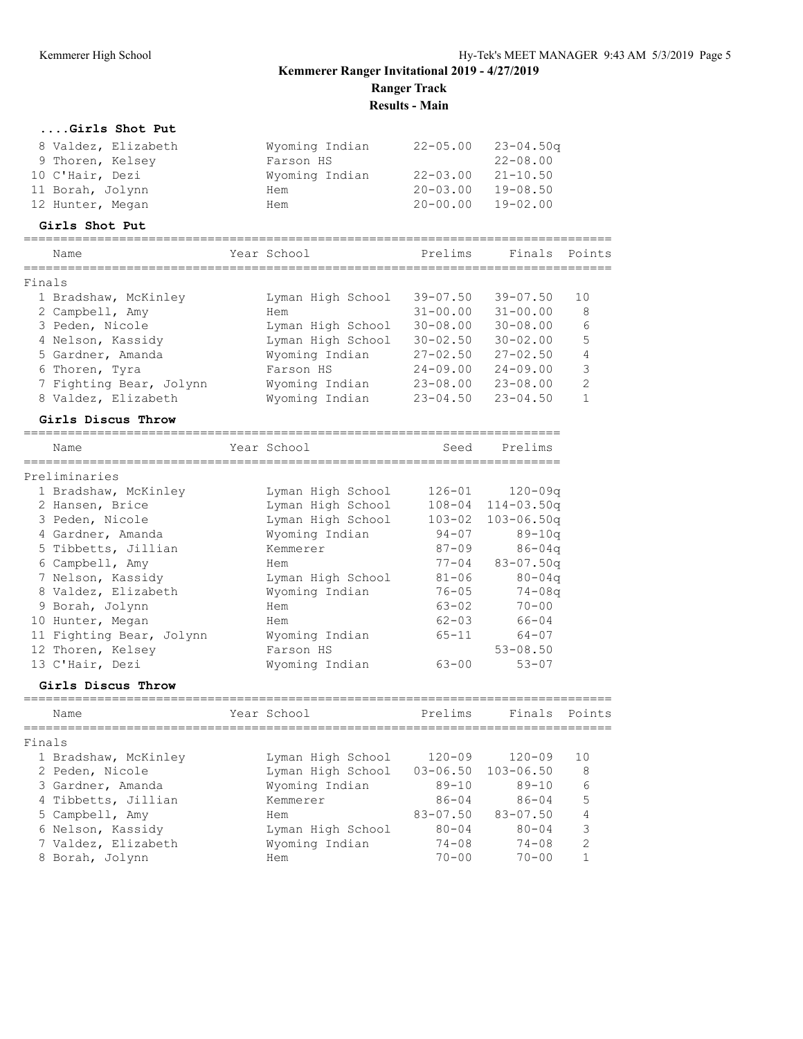# Kemmerer Ranger Invitational 2019 - 4/27/2019

## Ranger Track

## Results - Main

### ....Girls Shot Put

| Name | School | Seed | Prelims |
|---|---|---|---|
| 8 Valdez, Elizabeth | Wyoming Indian | 22-05.00 | 23-04.50q |
| 9 Thoren, Kelsey | Farson HS | | 22-08.00 |
| 10 C'Hair, Dezi | Wyoming Indian | 22-03.00 | 21-10.50 |
| 11 Borah, Jolynn | Hem | 20-03.00 | 19-08.50 |
| 12 Hunter, Megan | Hem | 20-00.00 | 19-02.00 |

### Girls Shot Put

| Name | Year School | Prelims | Finals | Points |
|---|---|---|---|---|
| **Finals** | | | | |
| 1 Bradshaw, McKinley | Lyman High School | 39-07.50 | 39-07.50 | 10 |
| 2 Campbell, Amy | Hem | 31-00.00 | 31-00.00 | 8 |
| 3 Peden, Nicole | Lyman High School | 30-08.00 | 30-08.00 | 6 |
| 4 Nelson, Kassidy | Lyman High School | 30-02.50 | 30-02.00 | 5 |
| 5 Gardner, Amanda | Wyoming Indian | 27-02.50 | 27-02.50 | 4 |
| 6 Thoren, Tyra | Farson HS | 24-09.00 | 24-09.00 | 3 |
| 7 Fighting Bear, Jolynn | Wyoming Indian | 23-08.00 | 23-08.00 | 2 |
| 8 Valdez, Elizabeth | Wyoming Indian | 23-04.50 | 23-04.50 | 1 |

### Girls Discus Throw

| Name | Year School | Seed | Prelims |
|---|---|---|---|
| **Preliminaries** | | | |
| 1 Bradshaw, McKinley | Lyman High School | 126-01 | 120-09q |
| 2 Hansen, Brice | Lyman High School | 108-04 | 114-03.50q |
| 3 Peden, Nicole | Lyman High School | 103-02 | 103-06.50q |
| 4 Gardner, Amanda | Wyoming Indian | 94-07 | 89-10q |
| 5 Tibbetts, Jillian | Kemmerer | 87-09 | 86-04q |
| 6 Campbell, Amy | Hem | 77-04 | 83-07.50q |
| 7 Nelson, Kassidy | Lyman High School | 81-06 | 80-04q |
| 8 Valdez, Elizabeth | Wyoming Indian | 76-05 | 74-08q |
| 9 Borah, Jolynn | Hem | 63-02 | 70-00 |
| 10 Hunter, Megan | Hem | 62-03 | 66-04 |
| 11 Fighting Bear, Jolynn | Wyoming Indian | 65-11 | 64-07 |
| 12 Thoren, Kelsey | Farson HS | | 53-08.50 |
| 13 C'Hair, Dezi | Wyoming Indian | 63-00 | 53-07 |

### Girls Discus Throw

| Name | Year School | Prelims | Finals | Points |
|---|---|---|---|---|
| **Finals** | | | | |
| 1 Bradshaw, McKinley | Lyman High School | 120-09 | 120-09 | 10 |
| 2 Peden, Nicole | Lyman High School | 03-06.50 | 103-06.50 | 8 |
| 3 Gardner, Amanda | Wyoming Indian | 89-10 | 89-10 | 6 |
| 4 Tibbetts, Jillian | Kemmerer | 86-04 | 86-04 | 5 |
| 5 Campbell, Amy | Hem | 83-07.50 | 83-07.50 | 4 |
| 6 Nelson, Kassidy | Lyman High School | 80-04 | 80-04 | 3 |
| 7 Valdez, Elizabeth | Wyoming Indian | 74-08 | 74-08 | 2 |
| 8 Borah, Jolynn | Hem | 70-00 | 70-00 | 1 |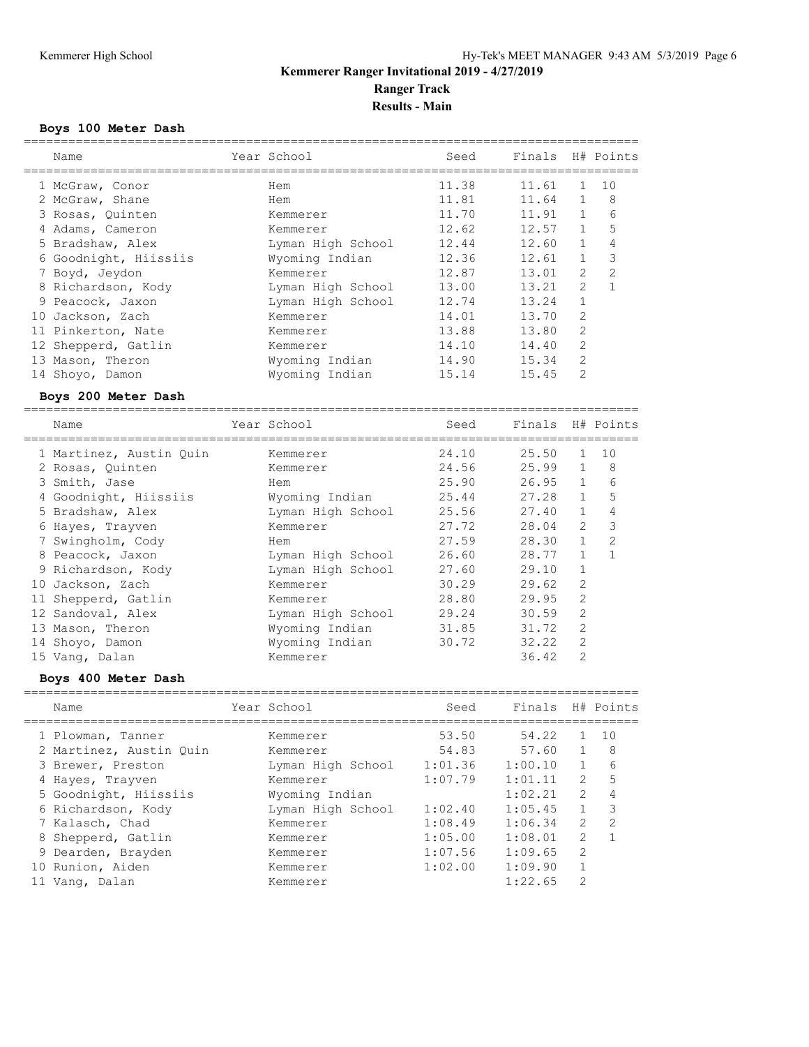# Kemmerer Ranger Invitational 2019 - 4/27/2019

## Ranger Track

## Results - Main

### Boys 100 Meter Dash

| | Name | Year | School | Seed | Finals | H# | Points |
|---|---|---|---|---|---|---|---|
| 1 | McGraw, Conor | | Hem | 11.38 | 11.61 | 1 | 10 |
| 2 | McGraw, Shane | | Hem | 11.81 | 11.64 | 1 | 8 |
| 3 | Rosas, Quinten | | Kemmerer | 11.70 | 11.91 | 1 | 6 |
| 4 | Adams, Cameron | | Kemmerer | 12.62 | 12.57 | 1 | 5 |
| 5 | Bradshaw, Alex | | Lyman High School | 12.44 | 12.60 | 1 | 4 |
| 6 | Goodnight, Hiissiis | | Wyoming Indian | 12.36 | 12.61 | 1 | 3 |
| 7 | Boyd, Jeydon | | Kemmerer | 12.87 | 13.01 | 2 | 2 |
| 8 | Richardson, Kody | | Lyman High School | 13.00 | 13.21 | 2 | 1 |
| 9 | Peacock, Jaxon | | Lyman High School | 12.74 | 13.24 | 1 | |
| 10 | Jackson, Zach | | Kemmerer | 14.01 | 13.70 | 2 | |
| 11 | Pinkerton, Nate | | Kemmerer | 13.88 | 13.80 | 2 | |
| 12 | Shepperd, Gatlin | | Kemmerer | 14.10 | 14.40 | 2 | |
| 13 | Mason, Theron | | Wyoming Indian | 14.90 | 15.34 | 2 | |
| 14 | Shoyo, Damon | | Wyoming Indian | 15.14 | 15.45 | 2 | |

### Boys 200 Meter Dash

| | Name | Year | School | Seed | Finals | H# | Points |
|---|---|---|---|---|---|---|---|
| 1 | Martinez, Austin Quin | | Kemmerer | 24.10 | 25.50 | 1 | 10 |
| 2 | Rosas, Quinten | | Kemmerer | 24.56 | 25.99 | 1 | 8 |
| 3 | Smith, Jase | | Hem | 25.90 | 26.95 | 1 | 6 |
| 4 | Goodnight, Hiissiis | | Wyoming Indian | 25.44 | 27.28 | 1 | 5 |
| 5 | Bradshaw, Alex | | Lyman High School | 25.56 | 27.40 | 1 | 4 |
| 6 | Hayes, Trayven | | Kemmerer | 27.72 | 28.04 | 2 | 3 |
| 7 | Swingholm, Cody | | Hem | 27.59 | 28.30 | 1 | 2 |
| 8 | Peacock, Jaxon | | Lyman High School | 26.60 | 28.77 | 1 | 1 |
| 9 | Richardson, Kody | | Lyman High School | 27.60 | 29.10 | 1 | |
| 10 | Jackson, Zach | | Kemmerer | 30.29 | 29.62 | 2 | |
| 11 | Shepperd, Gatlin | | Kemmerer | 28.80 | 29.95 | 2 | |
| 12 | Sandoval, Alex | | Lyman High School | 29.24 | 30.59 | 2 | |
| 13 | Mason, Theron | | Wyoming Indian | 31.85 | 31.72 | 2 | |
| 14 | Shoyo, Damon | | Wyoming Indian | 30.72 | 32.22 | 2 | |
| 15 | Vang, Dalan | | Kemmerer | | 36.42 | 2 | |

### Boys 400 Meter Dash

| | Name | Year | School | Seed | Finals | H# | Points |
|---|---|---|---|---|---|---|---|
| 1 | Plowman, Tanner | | Kemmerer | 53.50 | 54.22 | 1 | 10 |
| 2 | Martinez, Austin Quin | | Kemmerer | 54.83 | 57.60 | 1 | 8 |
| 3 | Brewer, Preston | | Lyman High School | 1:01.36 | 1:00.10 | 1 | 6 |
| 4 | Hayes, Trayven | | Kemmerer | 1:07.79 | 1:01.11 | 2 | 5 |
| 5 | Goodnight, Hiissiis | | Wyoming Indian | | 1:02.21 | 2 | 4 |
| 6 | Richardson, Kody | | Lyman High School | 1:02.40 | 1:05.45 | 1 | 3 |
| 7 | Kalasch, Chad | | Kemmerer | 1:08.49 | 1:06.34 | 2 | 2 |
| 8 | Shepperd, Gatlin | | Kemmerer | 1:05.00 | 1:08.01 | 2 | 1 |
| 9 | Dearden, Brayden | | Kemmerer | 1:07.56 | 1:09.65 | 2 | |
| 10 | Runion, Aiden | | Kemmerer | 1:02.00 | 1:09.90 | 1 | |
| 11 | Vang, Dalan | | Kemmerer | | 1:22.65 | 2 | |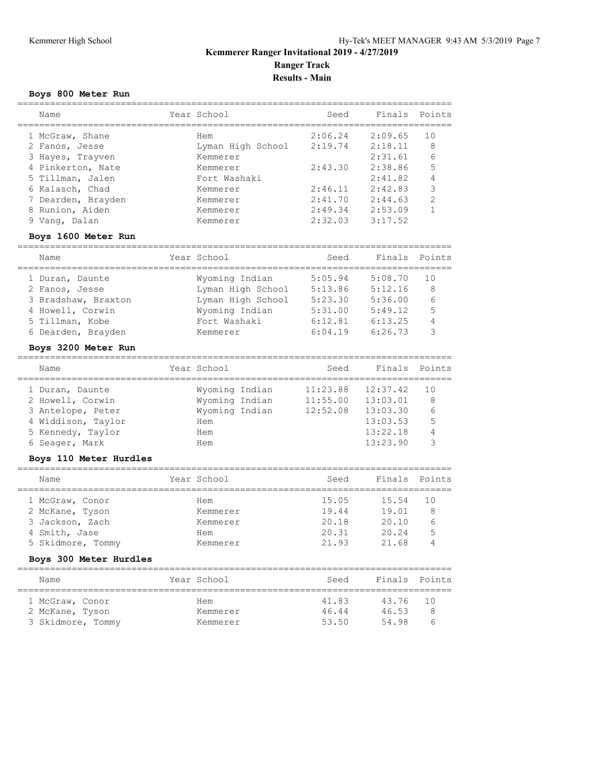# Kemmerer Ranger Invitational 2019 - 4/27/2019

## Ranger Track

## Results - Main

### Boys 800 Meter Run

| Name | Year | School | Seed | Finals | Points |
|---|---|---|---|---|---|
| 1 McGraw, Shane | | Hem | 2:06.24 | 2:09.65 | 10 |
| 2 Fanos, Jesse | | Lyman High School | 2:19.74 | 2:18.11 | 8 |
| 3 Hayes, Trayven | | Kemmerer | | 2:31.61 | 6 |
| 4 Pinkerton, Nate | | Kemmerer | 2:43.30 | 2:38.86 | 5 |
| 5 Tillman, Jalen | | Fort Washaki | | 2:41.82 | 4 |
| 6 Kalasch, Chad | | Kemmerer | 2:46.11 | 2:42.83 | 3 |
| 7 Dearden, Brayden | | Kemmerer | 2:41.70 | 2:44.63 | 2 |
| 8 Runion, Aiden | | Kemmerer | 2:49.34 | 2:53.09 | 1 |
| 9 Vang, Dalan | | Kemmerer | 2:32.03 | 3:17.52 | |

### Boys 1600 Meter Run

| Name | Year | School | Seed | Finals | Points |
|---|---|---|---|---|---|
| 1 Duran, Daunte | | Wyoming Indian | 5:05.94 | 5:08.70 | 10 |
| 2 Fanos, Jesse | | Lyman High School | 5:13.86 | 5:12.16 | 8 |
| 3 Bradshaw, Braxton | | Lyman High School | 5:23.30 | 5:36.00 | 6 |
| 4 Howell, Corwin | | Wyoming Indian | 5:31.00 | 5:49.12 | 5 |
| 5 Tillman, Kobe | | Fort Washaki | 6:12.81 | 6:13.25 | 4 |
| 6 Dearden, Brayden | | Kemmerer | 6:04.19 | 6:26.73 | 3 |

### Boys 3200 Meter Run

| Name | Year | School | Seed | Finals | Points |
|---|---|---|---|---|---|
| 1 Duran, Daunte | | Wyoming Indian | 11:23.88 | 12:37.42 | 10 |
| 2 Howell, Corwin | | Wyoming Indian | 11:55.00 | 13:03.01 | 8 |
| 3 Antelope, Peter | | Wyoming Indian | 12:52.08 | 13:03.30 | 6 |
| 4 Widdison, Taylor | | Hem | | 13:03.53 | 5 |
| 5 Kennedy, Taylor | | Hem | | 13:22.18 | 4 |
| 6 Seager, Mark | | Hem | | 13:23.90 | 3 |

### Boys 110 Meter Hurdles

| Name | Year | School | Seed | Finals | Points |
|---|---|---|---|---|---|
| 1 McGraw, Conor | | Hem | 15.05 | 15.54 | 10 |
| 2 McKane, Tyson | | Kemmerer | 19.44 | 19.01 | 8 |
| 3 Jackson, Zach | | Kemmerer | 20.18 | 20.10 | 6 |
| 4 Smith, Jase | | Hem | 20.31 | 20.24 | 5 |
| 5 Skidmore, Tommy | | Kemmerer | 21.93 | 21.68 | 4 |

### Boys 300 Meter Hurdles

| Name | Year | School | Seed | Finals | Points |
|---|---|---|---|---|---|
| 1 McGraw, Conor | | Hem | 41.83 | 43.76 | 10 |
| 2 McKane, Tyson | | Kemmerer | 46.44 | 46.53 | 8 |
| 3 Skidmore, Tommy | | Kemmerer | 53.50 | 54.98 | 6 |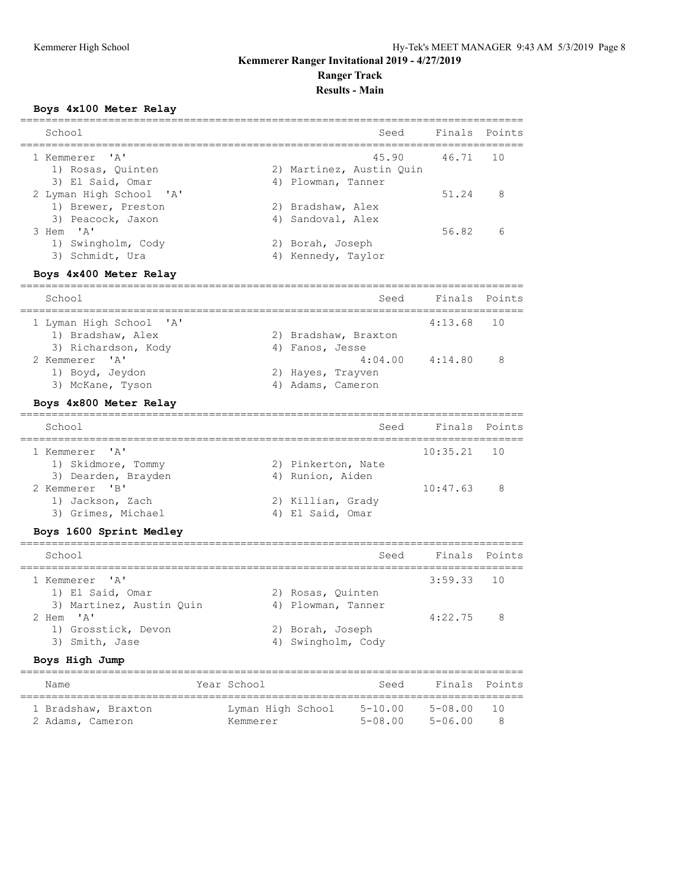## Kemmerer Ranger Invitational 2019 - 4/27/2019

## Ranger Track

## Results - Main

### Boys 4x100 Meter Relay

| School | Seed | Finals | Points |
|---|---|---|---|
| 1 Kemmerer 'A' | 45.90 | 46.71 | 10 |
| 1) Rosas, Quinten; 2) Martinez, Austin Quin; 3) El Said, Omar; 4) Plowman, Tanner | | | |
| 2 Lyman High School 'A' | | 51.24 | 8 |
| 1) Brewer, Preston; 2) Bradshaw, Alex; 3) Peacock, Jaxon; 4) Sandoval, Alex | | | |
| 3 Hem 'A' | | 56.82 | 6 |
| 1) Swingholm, Cody; 2) Borah, Joseph; 3) Schmidt, Ura; 4) Kennedy, Taylor | | | |

### Boys 4x400 Meter Relay

| School | Seed | Finals | Points |
|---|---|---|---|
| 1 Lyman High School 'A' | | 4:13.68 | 10 |
| 1) Bradshaw, Alex; 2) Bradshaw, Braxton; 3) Richardson, Kody; 4) Fanos, Jesse | | | |
| 2 Kemmerer 'A' | 4:04.00 | 4:14.80 | 8 |
| 1) Boyd, Jeydon; 2) Hayes, Trayven; 3) McKane, Tyson; 4) Adams, Cameron | | | |

### Boys 4x800 Meter Relay

| School | Seed | Finals | Points |
|---|---|---|---|
| 1 Kemmerer 'A' | | 10:35.21 | 10 |
| 1) Skidmore, Tommy; 2) Pinkerton, Nate; 3) Dearden, Brayden; 4) Runion, Aiden | | | |
| 2 Kemmerer 'B' | | 10:47.63 | 8 |
| 1) Jackson, Zach; 2) Killian, Grady; 3) Grimes, Michael; 4) El Said, Omar | | | |

### Boys 1600 Sprint Medley

| School | Seed | Finals | Points |
|---|---|---|---|
| 1 Kemmerer 'A' | | 3:59.33 | 10 |
| 1) El Said, Omar; 2) Rosas, Quinten; 3) Martinez, Austin Quin; 4) Plowman, Tanner | | | |
| 2 Hem 'A' | | 4:22.75 | 8 |
| 1) Grosstick, Devon; 2) Borah, Joseph; 3) Smith, Jase; 4) Swingholm, Cody | | | |

### Boys High Jump

| Name | Year | School | Seed | Finals | Points |
|---|---|---|---|---|---|
| 1 Bradshaw, Braxton | | Lyman High School | 5-10.00 | 5-08.00 | 10 |
| 2 Adams, Cameron | | Kemmerer | 5-08.00 | 5-06.00 | 8 |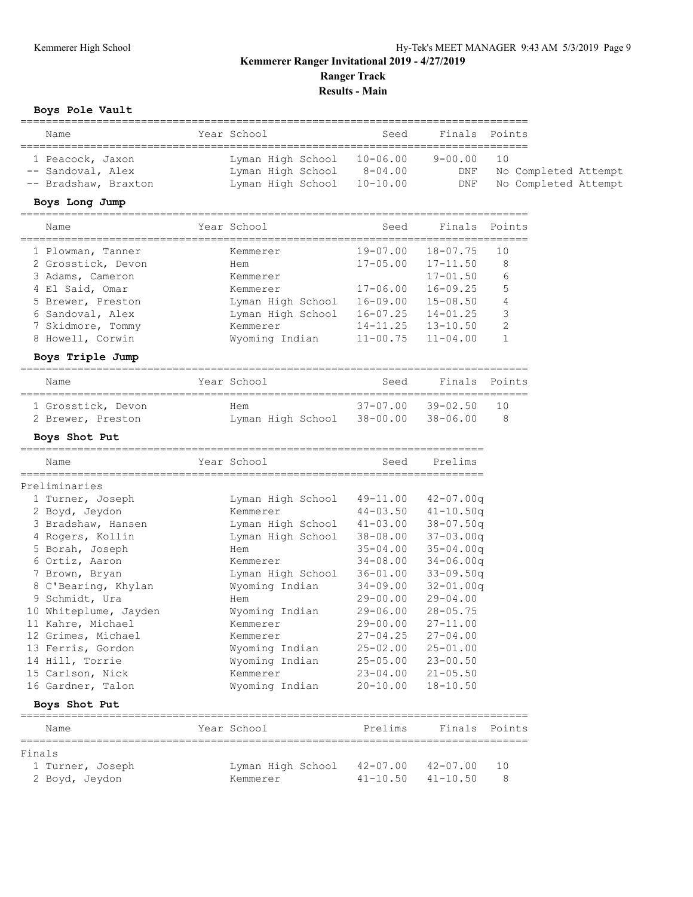# Kemmerer Ranger Invitational 2019 - 4/27/2019

## Ranger Track

## Results - Main

### Boys Pole Vault

| | Name | Year | School | Seed | Finals | Points |
|---|---|---|---|---|---|---|
| 1 | Peacock, Jaxon | | Lyman High School | 10-06.00 | 9-00.00 | 10 |
| -- | Sandoval, Alex | | Lyman High School | 8-04.00 | DNF | No Completed Attempt |
| -- | Bradshaw, Braxton | | Lyman High School | 10-10.00 | DNF | No Completed Attempt |

### Boys Long Jump

| | Name | Year | School | Seed | Finals | Points |
|---|---|---|---|---|---|---|
| 1 | Plowman, Tanner | | Kemmerer | 19-07.00 | 18-07.75 | 10 |
| 2 | Grosstick, Devon | | Hem | 17-05.00 | 17-11.50 | 8 |
| 3 | Adams, Cameron | | Kemmerer | | 17-01.50 | 6 |
| 4 | El Said, Omar | | Kemmerer | 17-06.00 | 16-09.25 | 5 |
| 5 | Brewer, Preston | | Lyman High School | 16-09.00 | 15-08.50 | 4 |
| 6 | Sandoval, Alex | | Lyman High School | 16-07.25 | 14-01.25 | 3 |
| 7 | Skidmore, Tommy | | Kemmerer | 14-11.25 | 13-10.50 | 2 |
| 8 | Howell, Corwin | | Wyoming Indian | 11-00.75 | 11-04.00 | 1 |

### Boys Triple Jump

| | Name | Year | School | Seed | Finals | Points |
|---|---|---|---|---|---|---|
| 1 | Grosstick, Devon | | Hem | 37-07.00 | 39-02.50 | 10 |
| 2 | Brewer, Preston | | Lyman High School | 38-00.00 | 38-06.00 | 8 |

### Boys Shot Put

Preliminaries

| | Name | Year | School | Seed | Prelims |
|---|---|---|---|---|---|
| 1 | Turner, Joseph | | Lyman High School | 49-11.00 | 42-07.00q |
| 2 | Boyd, Jeydon | | Kemmerer | 44-03.50 | 41-10.50q |
| 3 | Bradshaw, Hansen | | Lyman High School | 41-03.00 | 38-07.50q |
| 4 | Rogers, Kollin | | Lyman High School | 38-08.00 | 37-03.00q |
| 5 | Borah, Joseph | | Hem | 35-04.00 | 35-04.00q |
| 6 | Ortiz, Aaron | | Kemmerer | 34-08.00 | 34-06.00q |
| 7 | Brown, Bryan | | Lyman High School | 36-01.00 | 33-09.50q |
| 8 | C'Bearing, Khylan | | Wyoming Indian | 34-09.00 | 32-01.00q |
| 9 | Schmidt, Ura | | Hem | 29-00.00 | 29-04.00 |
| 10 | Whiteplume, Jayden | | Wyoming Indian | 29-06.00 | 28-05.75 |
| 11 | Kahre, Michael | | Kemmerer | 29-00.00 | 27-11.00 |
| 12 | Grimes, Michael | | Kemmerer | 27-04.25 | 27-04.00 |
| 13 | Ferris, Gordon | | Wyoming Indian | 25-02.00 | 25-01.00 |
| 14 | Hill, Torrie | | Wyoming Indian | 25-05.00 | 23-00.50 |
| 15 | Carlson, Nick | | Kemmerer | 23-04.00 | 21-05.50 |
| 16 | Gardner, Talon | | Wyoming Indian | 20-10.00 | 18-10.50 |

### Boys Shot Put

Finals

| | Name | Year | School | Prelims | Finals | Points |
|---|---|---|---|---|---|---|
| 1 | Turner, Joseph | | Lyman High School | 42-07.00 | 42-07.00 | 10 |
| 2 | Boyd, Jeydon | | Kemmerer | 41-10.50 | 41-10.50 | 8 |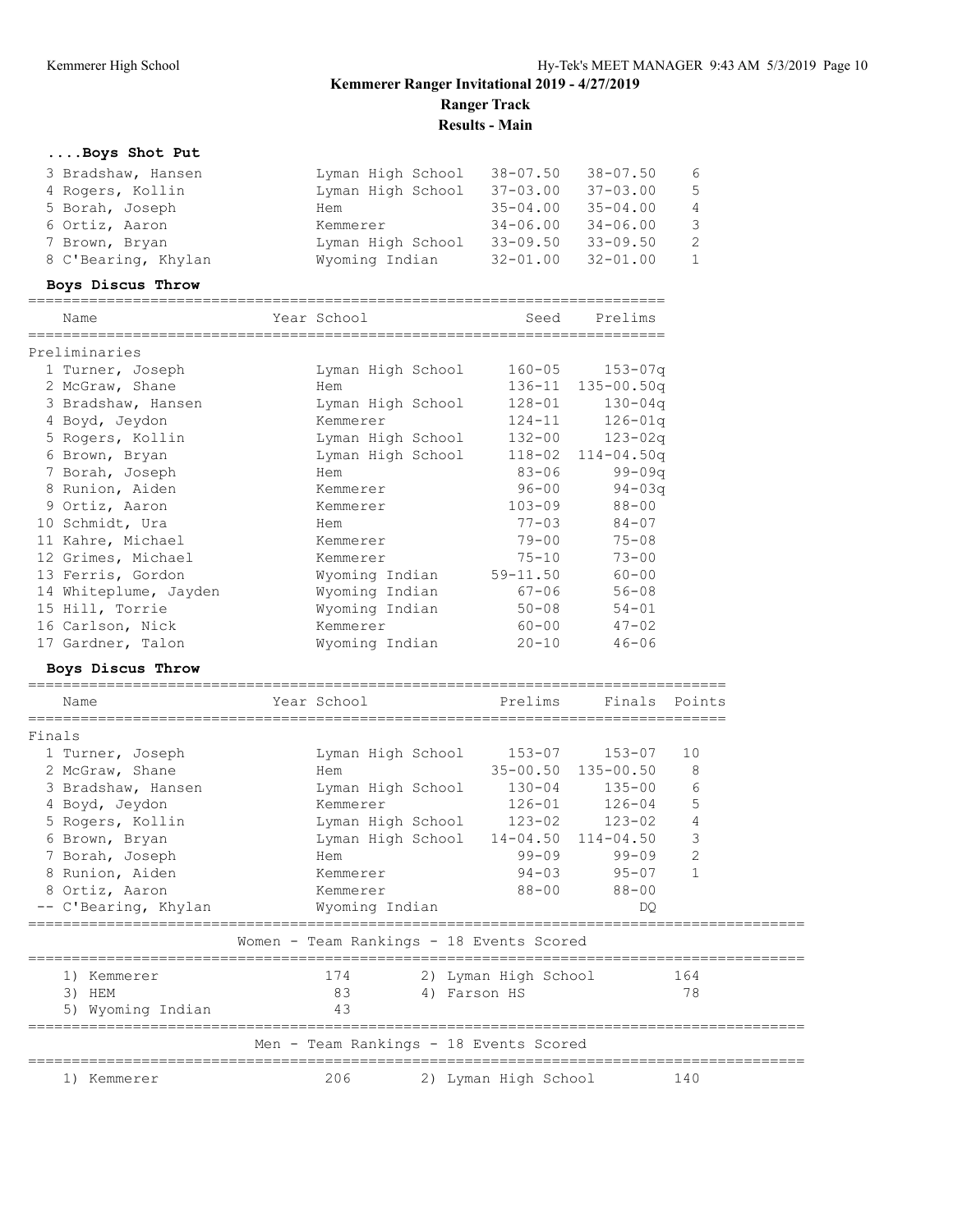# Kemmerer Ranger Invitational 2019 - 4/27/2019

## Ranger Track

## Results - Main

### ....Boys Shot Put

| Place | Name | Year | School | Prelims | Finals | Points |
|---|---|---|---|---|---|---|
| 3 | Bradshaw, Hansen | | Lyman High School | 38-07.50 | 38-07.50 | 6 |
| 4 | Rogers, Kollin | | Lyman High School | 37-03.00 | 37-03.00 | 5 |
| 5 | Borah, Joseph | | Hem | 35-04.00 | 35-04.00 | 4 |
| 6 | Ortiz, Aaron | | Kemmerer | 34-06.00 | 34-06.00 | 3 |
| 7 | Brown, Bryan | | Lyman High School | 33-09.50 | 33-09.50 | 2 |
| 8 | C'Bearing, Khylan | | Wyoming Indian | 32-01.00 | 32-01.00 | 1 |

### Boys Discus Throw

| | Name | Year | School | Seed | Prelims |
|---|---|---|---|---|---|
| **Preliminaries** | | | | | |
| 1 | Turner, Joseph | | Lyman High School | 160-05 | 153-07q |
| 2 | McGraw, Shane | | Hem | 136-11 | 135-00.50q |
| 3 | Bradshaw, Hansen | | Lyman High School | 128-01 | 130-04q |
| 4 | Boyd, Jeydon | | Kemmerer | 124-11 | 126-01q |
| 5 | Rogers, Kollin | | Lyman High School | 132-00 | 123-02q |
| 6 | Brown, Bryan | | Lyman High School | 118-02 | 114-04.50q |
| 7 | Borah, Joseph | | Hem | 83-06 | 99-09q |
| 8 | Runion, Aiden | | Kemmerer | 96-00 | 94-03q |
| 9 | Ortiz, Aaron | | Kemmerer | 103-09 | 88-00 |
| 10 | Schmidt, Ura | | Hem | 77-03 | 84-07 |
| 11 | Kahre, Michael | | Kemmerer | 79-00 | 75-08 |
| 12 | Grimes, Michael | | Kemmerer | 75-10 | 73-00 |
| 13 | Ferris, Gordon | | Wyoming Indian | 59-11.50 | 60-00 |
| 14 | Whiteplume, Jayden | | Wyoming Indian | 67-06 | 56-08 |
| 15 | Hill, Torrie | | Wyoming Indian | 50-08 | 54-01 |
| 16 | Carlson, Nick | | Kemmerer | 60-00 | 47-02 |
| 17 | Gardner, Talon | | Wyoming Indian | 20-10 | 46-06 |

### Boys Discus Throw

| | Name | Year | School | Prelims | Finals | Points |
|---|---|---|---|---|---|---|
| **Finals** | | | | | | |
| 1 | Turner, Joseph | | Lyman High School | 153-07 | 153-07 | 10 |
| 2 | McGraw, Shane | | Hem | 35-00.50 | 135-00.50 | 8 |
| 3 | Bradshaw, Hansen | | Lyman High School | 130-04 | 135-00 | 6 |
| 4 | Boyd, Jeydon | | Kemmerer | 126-01 | 126-04 | 5 |
| 5 | Rogers, Kollin | | Lyman High School | 123-02 | 123-02 | 4 |
| 6 | Brown, Bryan | | Lyman High School | 14-04.50 | 114-04.50 | 3 |
| 7 | Borah, Joseph | | Hem | 99-09 | 99-09 | 2 |
| 8 | Runion, Aiden | | Kemmerer | 94-03 | 95-07 | 1 |
| 8 | Ortiz, Aaron | | Kemmerer | 88-00 | 88-00 | |
| -- | C'Bearing, Khylan | | Wyoming Indian | | DQ | |

### Women - Team Rankings - 18 Events Scored

| Rank | Team | Points | Rank | Team | Points |
|---|---|---|---|---|---|
| 1) | Kemmerer | 174 | 2) | Lyman High School | 164 |
| 3) | HEM | 83 | 4) | Farson HS | 78 |
| 5) | Wyoming Indian | 43 | | | |

### Men - Team Rankings - 18 Events Scored

| Rank | Team | Points | Rank | Team | Points |
|---|---|---|---|---|---|
| 1) | Kemmerer | 206 | 2) | Lyman High School | 140 |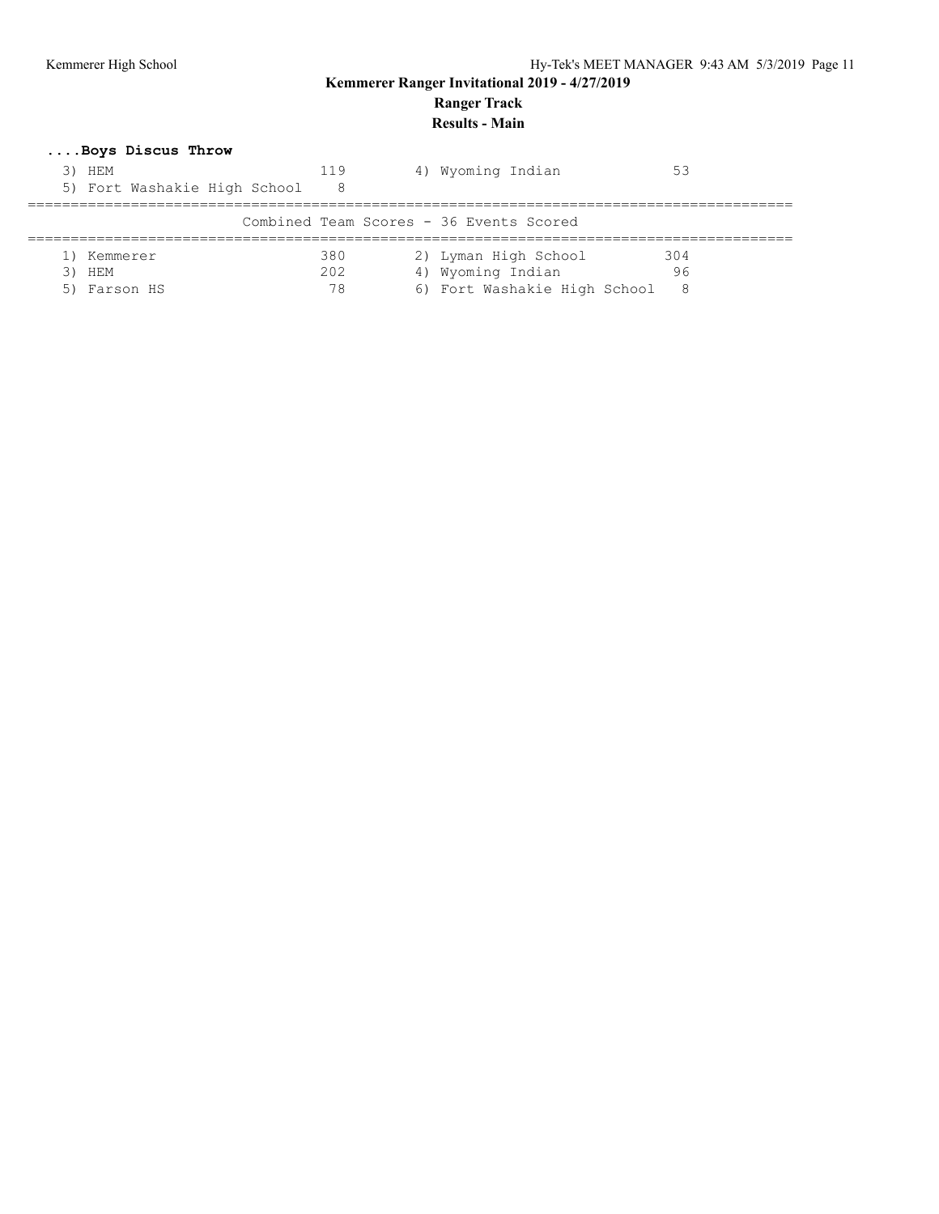## ....Boys Discus Throw

| | | | |
|---|---|---|---|
| 3) HEM | 119 | 4) Wyoming Indian | 53 |
| 5) Fort Washakie High School | 8 | | |

## Combined Team Scores - 36 Events Scored

| | | | |
|---|---|---|---|
| 1) Kemmerer | 380 | 2) Lyman High School | 304 |
| 3) HEM | 202 | 4) Wyoming Indian | 96 |
| 5) Farson HS | 78 | 6) Fort Washakie High School | 8 |